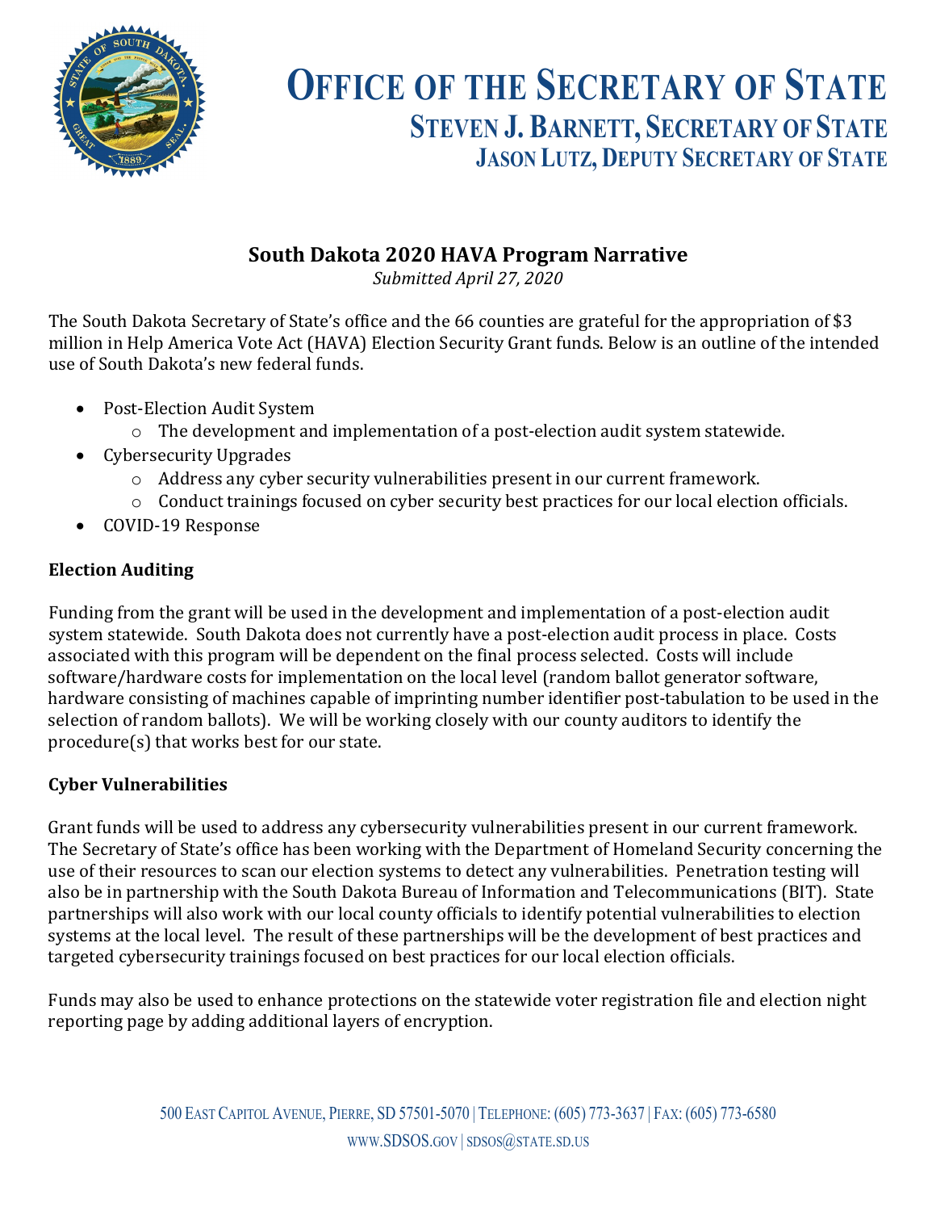# Office of the Secretary of State

## Steven J. Barnett, Secretary of State

### Jason Lutz, Deputy Secretary of State

## South Dakota 2020 HAVA Program Narrative

*Submitted April 27, 2020*

The South Dakota Secretary of State's office and the 66 counties are grateful for the appropriation of $3 million in Help America Vote Act (HAVA) Election Security Grant funds. Below is an outline of the intended use of South Dakota's new federal funds.

- Post-Election Audit System
  - The development and implementation of a post-election audit system statewide.
- Cybersecurity Upgrades
  - Address any cyber security vulnerabilities present in our current framework.
  - Conduct trainings focused on cyber security best practices for our local election officials.
- COVID-19 Response

**Election Auditing**

Funding from the grant will be used in the development and implementation of a post-election audit system statewide. South Dakota does not currently have a post-election audit process in place. Costs associated with this program will be dependent on the final process selected. Costs will include software/hardware costs for implementation on the local level (random ballot generator software, hardware consisting of machines capable of imprinting number identifier post-tabulation to be used in the selection of random ballots). We will be working closely with our county auditors to identify the procedure(s) that works best for our state.

**Cyber Vulnerabilities**

Grant funds will be used to address any cybersecurity vulnerabilities present in our current framework. The Secretary of State's office has been working with the Department of Homeland Security concerning the use of their resources to scan our election systems to detect any vulnerabilities. Penetration testing will also be in partnership with the South Dakota Bureau of Information and Telecommunications (BIT). State partnerships will also work with our local county officials to identify potential vulnerabilities to election systems at the local level. The result of these partnerships will be the development of best practices and targeted cybersecurity trainings focused on best practices for our local election officials.

Funds may also be used to enhance protections on the statewide voter registration file and election night reporting page by adding additional layers of encryption.

500 East Capitol Avenue, Pierre, SD 57501-5070 | Telephone: (605) 773-3637 | Fax: (605) 773-6580
www.SDSOS.gov | sdsos@state.sd.us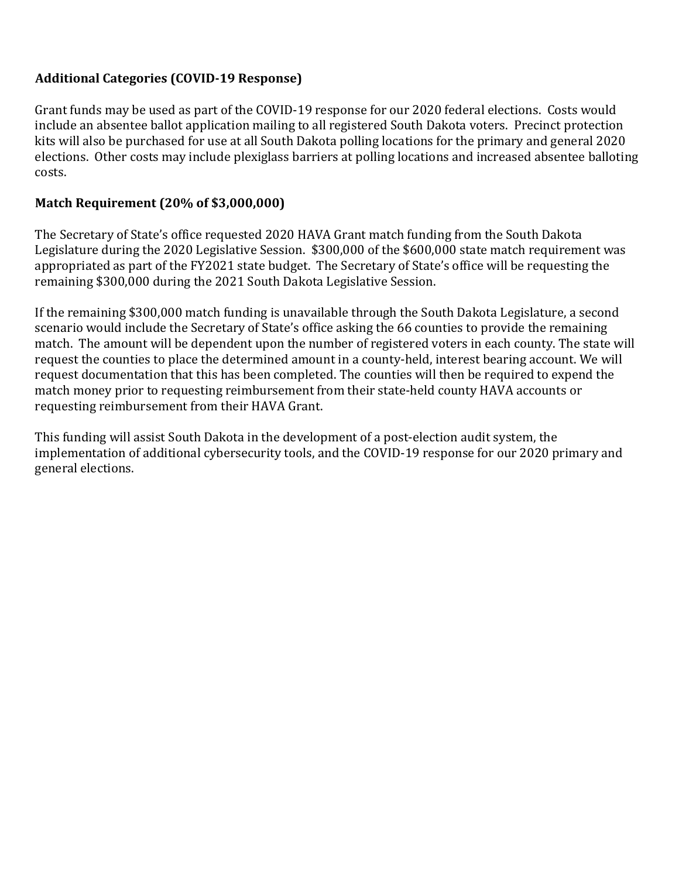**Additional Categories (COVID-19 Response)**

Grant funds may be used as part of the COVID-19 response for our 2020 federal elections. Costs would include an absentee ballot application mailing to all registered South Dakota voters. Precinct protection kits will also be purchased for use at all South Dakota polling locations for the primary and general 2020 elections. Other costs may include plexiglass barriers at polling locations and increased absentee balloting costs.

**Match Requirement (20% of $3,000,000)**

The Secretary of State's office requested 2020 HAVA Grant match funding from the South Dakota Legislature during the 2020 Legislative Session. $300,000 of the $600,000 state match requirement was appropriated as part of the FY2021 state budget. The Secretary of State's office will be requesting the remaining $300,000 during the 2021 South Dakota Legislative Session.

If the remaining $300,000 match funding is unavailable through the South Dakota Legislature, a second scenario would include the Secretary of State's office asking the 66 counties to provide the remaining match. The amount will be dependent upon the number of registered voters in each county. The state will request the counties to place the determined amount in a county-held, interest bearing account. We will request documentation that this has been completed. The counties will then be required to expend the match money prior to requesting reimbursement from their state-held county HAVA accounts or requesting reimbursement from their HAVA Grant.

This funding will assist South Dakota in the development of a post-election audit system, the implementation of additional cybersecurity tools, and the COVID-19 response for our 2020 primary and general elections.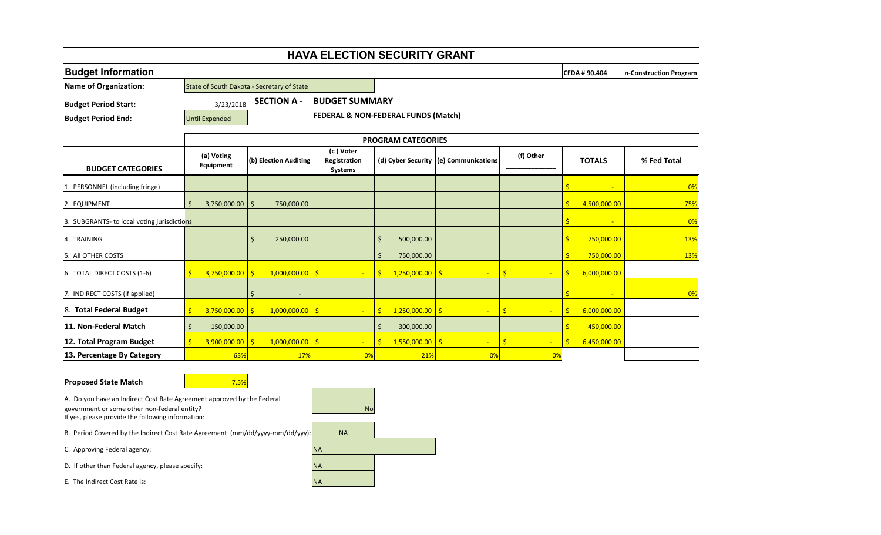# HAVA ELECTION SECURITY GRANT

**Budget Information** CFDA # 90.404 n-Construction Program

**Name of Organization:** State of South Dakota - Secretary of State

**Budget Period Start:** 3/23/2018

**Budget Period End:** Until Expended

## SECTION A - BUDGET SUMMARY

### FEDERAL & NON-FEDERAL FUNDS (Match)

| | PROGRAM CATEGORIES | | | | | | | |
|---|---|---|---|---|---|---|---|---|
| **BUDGET CATEGORIES** | (a) Voting Equipment | (b) Election Auditing | (c ) Voter Registration Systems | (d) Cyber Security | (e) Communications | (f) Other ____________ | **TOTALS** | **% Fed Total** |
| 1. PERSONNEL (including fringe) | | | | | | | $ - | 0% |
| 2. EQUIPMENT | $ 3,750,000.00 | $ 750,000.00 | | | | | $ 4,500,000.00 | 75% |
| 3. SUBGRANTS- to local voting jurisdictions | | | | | | | $ - | 0% |
| 4. TRAINING | | $ 250,000.00 | | $ 500,000.00 | | | $ 750,000.00 | 13% |
| 5. All OTHER COSTS | | | | $ 750,000.00 | | | $ 750,000.00 | 13% |
| 6. TOTAL DIRECT COSTS (1-6) | $ 3,750,000.00 | $ 1,000,000.00 | $ - | $ 1,250,000.00 | $ - | $ - | $ 6,000,000.00 | |
| 7. INDIRECT COSTS (if applied) | | $ - | | | | | $ - | 0% |
| **8. Total Federal Budget** | $ 3,750,000.00 | $ 1,000,000.00 | $ - | $ 1,250,000.00 | $ - | $ - | $ 6,000,000.00 | |
| **11. Non-Federal Match** | $ 150,000.00 | | | $ 300,000.00 | | | $ 450,000.00 | |
| **12. Total Program Budget** | $ 3,900,000.00 | $ 1,000,000.00 | $ - | $ 1,550,000.00 | $ - | $ - | $ 6,450,000.00 | |
| **13. Percentage By Category** | 63% | 17% | 0% | 21% | 0% | 0% | | |

**Proposed State Match** 7.5%

A. Do you have an Indirect Cost Rate Agreement approved by the Federal government or some other non-federal entity? If yes, please provide the following information: No

B. Period Covered by the Indirect Cost Rate Agreement (mm/dd/yyyy-mm/dd/yyy): NA

C. Approving Federal agency: NA

D. If other than Federal agency, please specify: NA

E. The Indirect Cost Rate is: NA